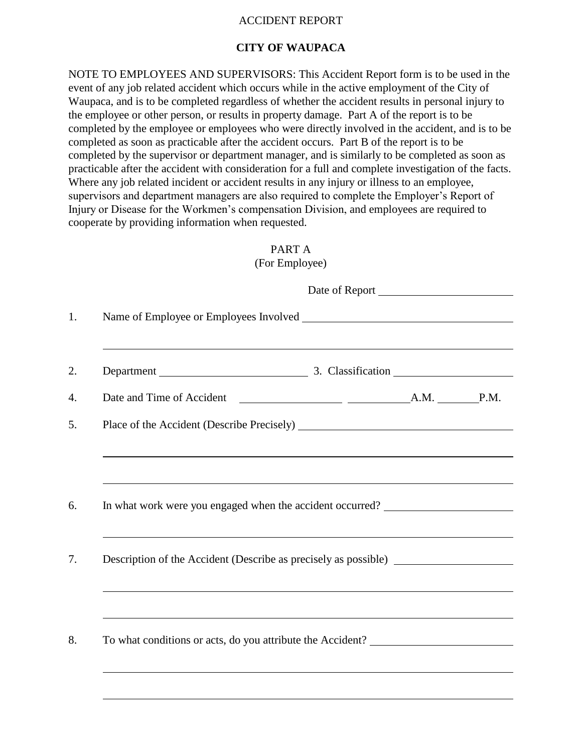ACCIDENT REPORT

**CITY OF WAUPACA**

NOTE TO EMPLOYEES AND SUPERVISORS: This Accident Report form is to be used in the event of any job related accident which occurs while in the active employment of the City of Waupaca, and is to be completed regardless of whether the accident results in personal injury to the employee or other person, or results in property damage. Part A of the report is to be completed by the employee or employees who were directly involved in the accident, and is to be completed as soon as practicable after the accident occurs. Part B of the report is to be completed by the supervisor or department manager, and is similarly to be completed as soon as practicable after the accident with consideration for a full and complete investigation of the facts. Where any job related incident or accident results in any injury or illness to an employee, supervisors and department managers are also required to complete the Employer's Report of Injury or Disease for the Workmen's compensation Division, and employees are required to cooperate by providing information when requested.

PART A
(For Employee)

Date of Report ______________________

1. Name of Employee or Employees Involved ____________________________________

_____________________________________________________________________________

2. Department __________________________ 3. Classification ____________________

4. Date and Time of Accident __________________ ___________A.M. _______P.M.

5. Place of the Accident (Describe Precisely) ____________________________________

_____________________________________________________________________________

_____________________________________________________________________________

6. In what work were you engaged when the accident occurred? ______________________

_____________________________________________________________________________

7. Description of the Accident (Describe as precisely as possible) ____________________

_____________________________________________________________________________

_____________________________________________________________________________

8. To what conditions or acts, do you attribute the Accident? _________________________

_____________________________________________________________________________

_____________________________________________________________________________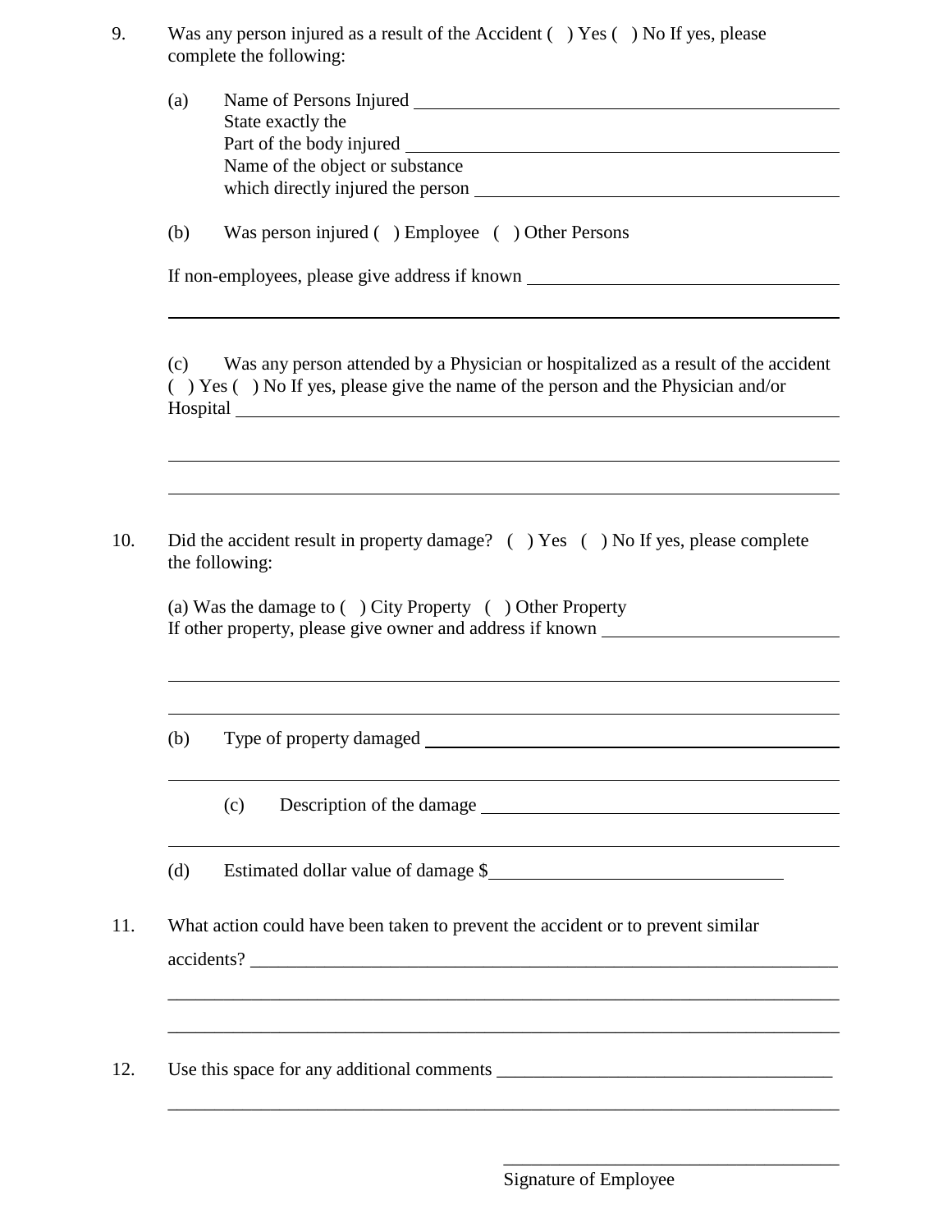9. Was any person injured as a result of the Accident ( ) Yes ( ) No If yes, please complete the following:

   (a) Name of Persons Injured ____________________________________________
   State exactly the
   Part of the body injured ____________________________________________
   Name of the object or substance
   which directly injured the person ____________________________________

   (b) Was person injured ( ) Employee ( ) Other Persons

   If non-employees, please give address if known ______________________________

   ____________________________________________________________________________

   (c) Was any person attended by a Physician or hospitalized as a result of the accident ( ) Yes ( ) No If yes, please give the name of the person and the Physician and/or Hospital ______________________________________________________________

   ____________________________________________________________________________

   ____________________________________________________________________________

10. Did the accident result in property damage? ( ) Yes ( ) No If yes, please complete the following:

    (a) Was the damage to ( ) City Property ( ) Other Property
    If other property, please give owner and address if known ____________________

    ____________________________________________________________________________

    ____________________________________________________________________________

    (b) Type of property damaged ________________________________________________

    ____________________________________________________________________________

    (c) Description of the damage ______________________________________________

    ____________________________________________________________________________

    (d) Estimated dollar value of damage $______________________________

11. What action could have been taken to prevent the accident or to prevent similar accidents? _________________________________________________________________

    ____________________________________________________________________________

    ____________________________________________________________________________

12. Use this space for any additional comments ___________________________________

    ____________________________________________________________________________

____________________________________
Signature of Employee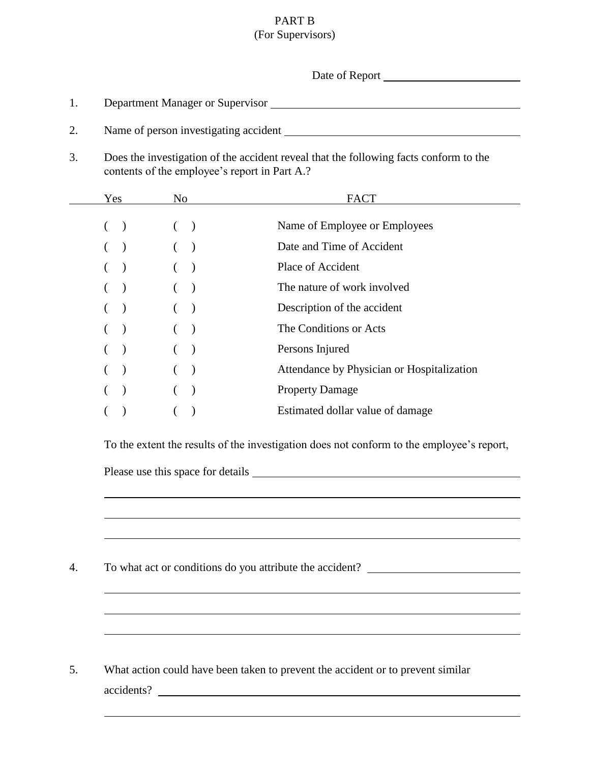# PART B
(For Supervisors)

Date of Report ________________________

1. Department Manager or Supervisor ____________________________________________

2. Name of person investigating accident ________________________________________

3. Does the investigation of the accident reveal that the following facts conform to the contents of the employee's report in Part A.?

| Yes | No | FACT |
|---|---|---|
| ( ) | ( ) | Name of Employee or Employees |
| ( ) | ( ) | Date and Time of Accident |
| ( ) | ( ) | Place of Accident |
| ( ) | ( ) | The nature of work involved |
| ( ) | ( ) | Description of the accident |
| ( ) | ( ) | The Conditions or Acts |
| ( ) | ( ) | Persons Injured |
| ( ) | ( ) | Attendance by Physician or Hospitalization |
| ( ) | ( ) | Property Damage |
| ( ) | ( ) | Estimated dollar value of damage |

To the extent the results of the investigation does not conform to the employee's report,

Please use this space for details ____________________________________________

______________________________________________________________________

______________________________________________________________________

______________________________________________________________________

4. To what act or conditions do you attribute the accident? ___________________________

______________________________________________________________________

______________________________________________________________________

______________________________________________________________________

5. What action could have been taken to prevent the accident or to prevent similar accidents? ______________________________________________________________

______________________________________________________________________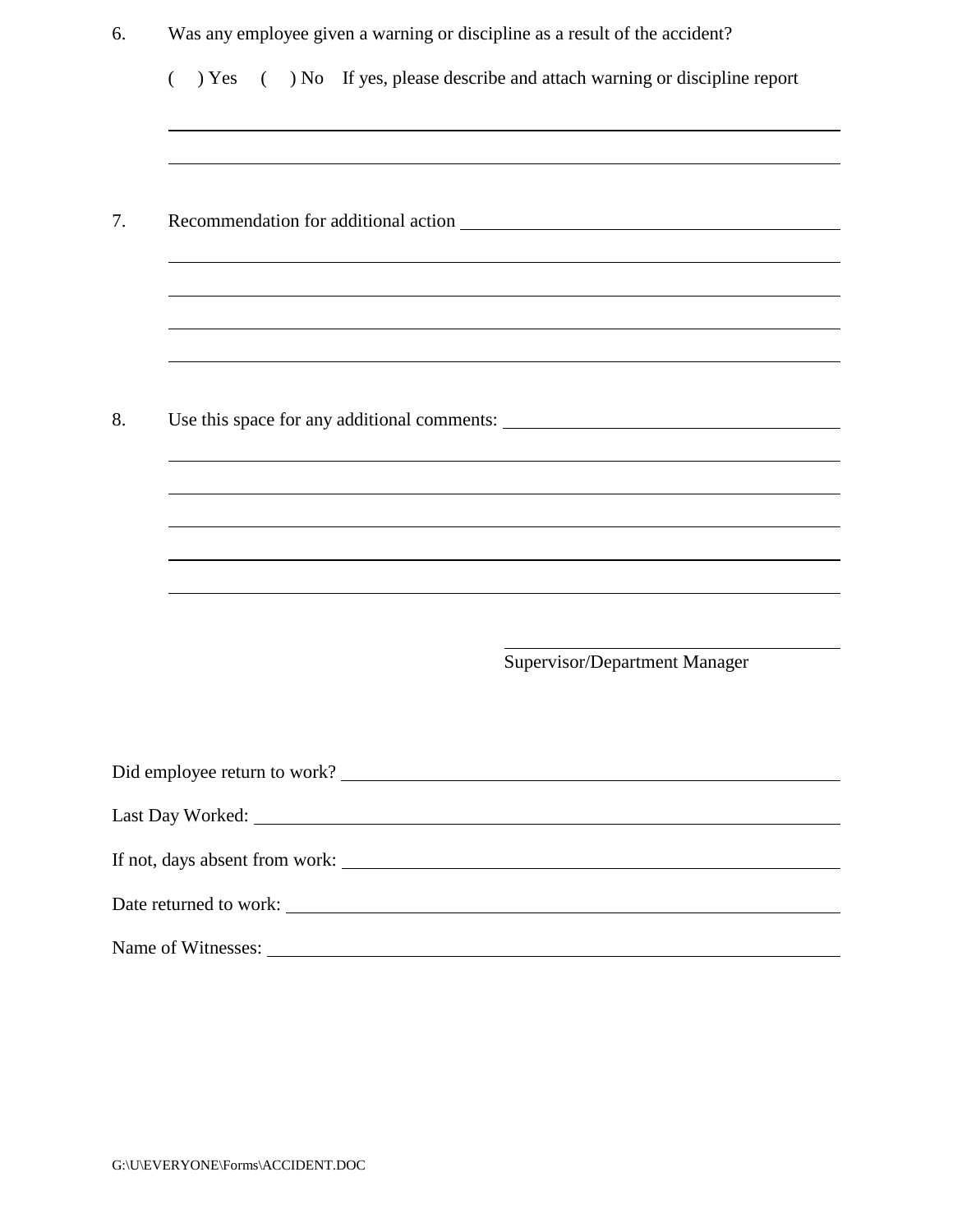6. Was any employee given a warning or discipline as a result of the accident?

   (    ) Yes    (    ) No    If yes, please describe and attach warning or discipline report

   ______________________________________________________________________

   ______________________________________________________________________

7. Recommendation for additional action ______________________________________

   ______________________________________________________________________

   ______________________________________________________________________

   ______________________________________________________________________

   ______________________________________________________________________

8. Use this space for any additional comments: ________________________________

   ______________________________________________________________________

   ______________________________________________________________________

   ______________________________________________________________________

   ______________________________________________________________________

   ______________________________________________________________________

______________________________
Supervisor/Department Manager

Did employee return to work? ____________________________________________

Last Day Worked: ______________________________________________________

If not, days absent from work: ___________________________________________

Date returned to work: _________________________________________________

Name of Witnesses: ____________________________________________________

G:\U\EVERYONE\Forms\ACCIDENT.DOC